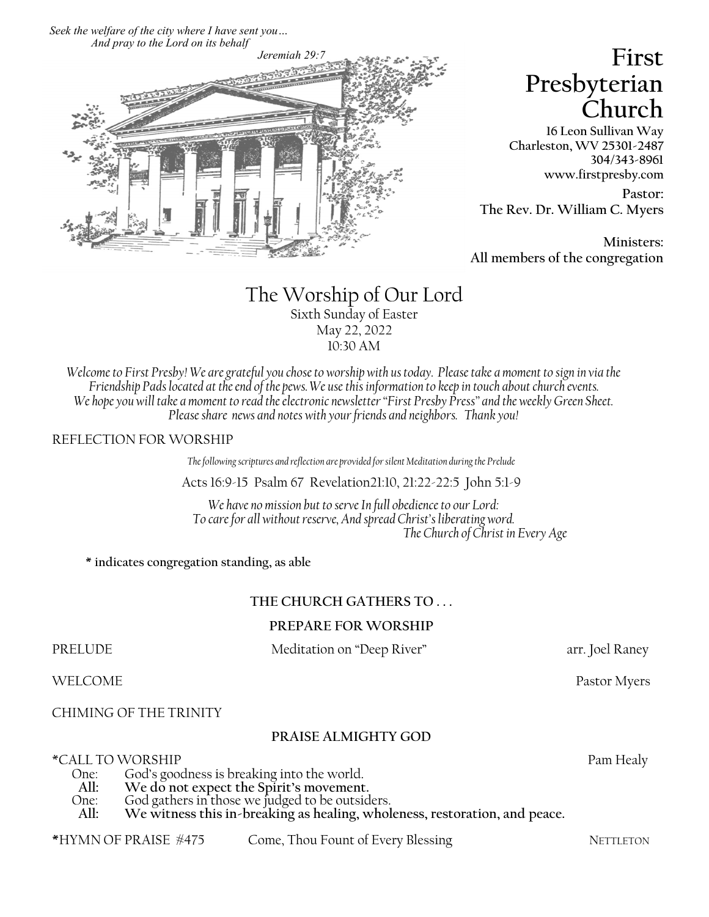*Seek the welfare of the city where I have sent you…*
*And pray to the Lord on its behalf*
*Jeremiah 29:7*

# First Presbyterian Church

**16 Leon Sullivan Way**
**Charleston, WV 25301-2487**
**304/343-8961**
**www.firstpresby.com**

**Pastor:**
**The Rev. Dr. William C. Myers**

**Ministers:**
**All members of the congregation**

## The Worship of Our Lord

Sixth Sunday of Easter
May 22, 2022
10:30 AM

*Welcome to First Presby! We are grateful you chose to worship with us today. Please take a moment to sign in via the Friendship Pads located at the end of the pews. We use this information to keep in touch about church events. We hope you will take a moment to read the electronic newsletter "First Presby Press" and the weekly Green Sheet. Please share news and notes with your friends and neighbors. Thank you!*

REFLECTION FOR WORSHIP

*The following scriptures and reflection are provided for silent Meditation during the Prelude*

Acts 16:9-15 Psalm 67 Revelation21:10, 21:22-22:5 John 5:1-9

*We have no mission but to serve In full obedience to our Lord:*
*To care for all without reserve, And spread Christ's liberating word.*
*The Church of Christ in Every Age*

**\* indicates congregation standing, as able**

**THE CHURCH GATHERS TO . . .**

**PREPARE FOR WORSHIP**

PRELUDE — Meditation on "Deep River" — arr. Joel Raney

WELCOME — Pastor Myers

CHIMING OF THE TRINITY

**PRAISE ALMIGHTY GOD**

\*CALL TO WORSHIP — Pam Healy

One: God's goodness is breaking into the world.
**All: We do not expect the Spirit's movement.**
One: God gathers in those we judged to be outsiders.
**All: We witness this in-breaking as healing, wholeness, restoration, and peace.**

\*HYMN OF PRAISE #475 — Come, Thou Fount of Every Blessing — NETTLETON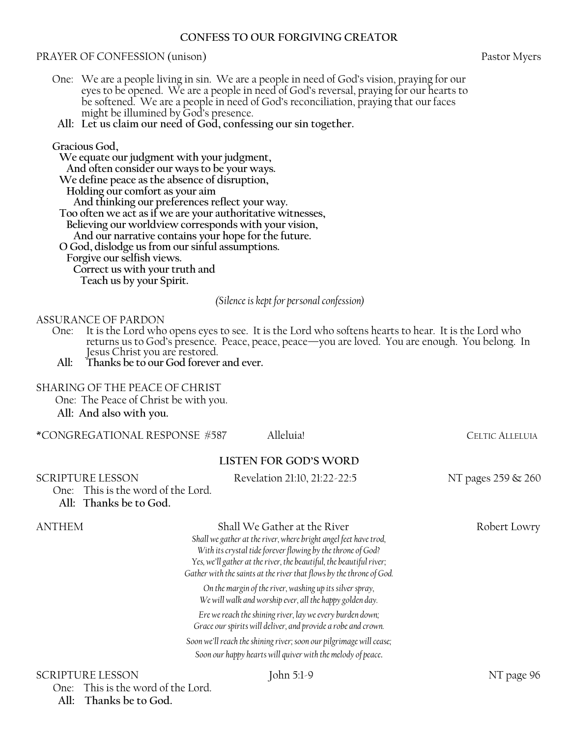## CONFESS TO OUR FORGIVING CREATOR

PRAYER OF CONFESSION (unison) — Pastor Myers

One: We are a people living in sin. We are a people in need of God's vision, praying for our eyes to be opened. We are a people in need of God's reversal, praying for our hearts to be softened. We are a people in need of God's reconciliation, praying that our faces might be illumined by God's presence.

**All: Let us claim our need of God, confessing our sin together.**

**Gracious God,**
**We equate our judgment with your judgment,**
**And often consider our ways to be your ways.**
**We define peace as the absence of disruption,**
**Holding our comfort as your aim**
**And thinking our preferences reflect your way.**
**Too often we act as if we are your authoritative witnesses,**
**Believing our worldview corresponds with your vision,**
**And our narrative contains your hope for the future.**
**O God, dislodge us from our sinful assumptions.**
**Forgive our selfish views.**
**Correct us with your truth and**
**Teach us by your Spirit.**

*(Silence is kept for personal confession)*

ASSURANCE OF PARDON

One: It is the Lord who opens eyes to see. It is the Lord who softens hearts to hear. It is the Lord who returns us to God's presence. Peace, peace, peace—you are loved. You are enough. You belong. In Jesus Christ you are restored.

**All: Thanks be to our God forever and ever.**

SHARING OF THE PEACE OF CHRIST

One: The Peace of Christ be with you.

**All: And also with you.**

*CONGREGATIONAL RESPONSE #587 — Alleluia! — CELTIC ALLELUIA

## LISTEN FOR GOD'S WORD

SCRIPTURE LESSON — Revelation 21:10, 21:22-22:5 — NT pages 259 & 260

One: This is the word of the Lord.

**All: Thanks be to God.**

ANTHEM — Shall We Gather at the River — Robert Lowry

*Shall we gather at the river, where bright angel feet have trod,*
*With its crystal tide forever flowing by the throne of God?*
*Yes, we'll gather at the river, the beautiful, the beautiful river;*
*Gather with the saints at the river that flows by the throne of God.*

*On the margin of the river, washing up its silver spray,*
*We will walk and worship ever, all the happy golden day.*

*Ere we reach the shining river, lay we every burden down;*
*Grace our spirits will deliver, and provide a robe and crown.*

*Soon we'll reach the shining river; soon our pilgrimage will cease;*
*Soon our happy hearts will quiver with the melody of peace.*

SCRIPTURE LESSON — John 5:1-9 — NT page 96

One: This is the word of the Lord.

**All: Thanks be to God.**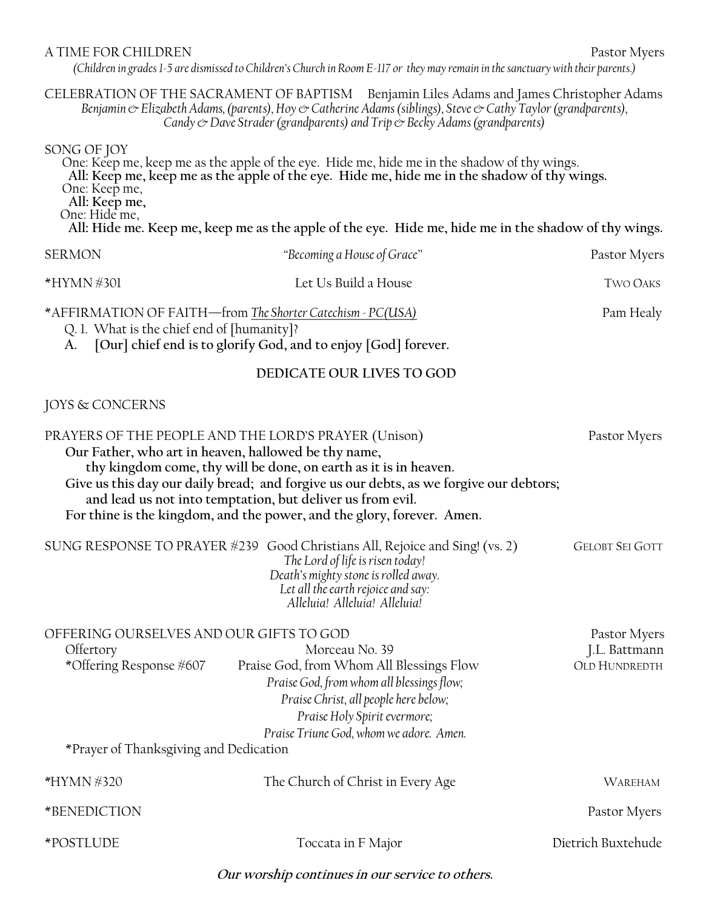A TIME FOR CHILDREN Pastor Myers

*(Children in grades 1-5 are dismissed to Children's Church in Room E-117 or they may remain in the sanctuary with their parents.)*

CELEBRATION OF THE SACRAMENT OF BAPTISM Benjamin Liles Adams and James Christopher Adams

*Benjamin & Elizabeth Adams, (parents), Hoy & Catherine Adams (siblings), Steve & Cathy Taylor (grandparents), Candy & Dave Strader (grandparents) and Trip & Becky Adams (grandparents)*

SONG OF JOY

One: Keep me, keep me as the apple of the eye. Hide me, hide me in the shadow of thy wings.
**All: Keep me, keep me as the apple of the eye. Hide me, hide me in the shadow of thy wings.**
One: Keep me,
**All: Keep me,**
One: Hide me,
**All: Hide me. Keep me, keep me as the apple of the eye. Hide me, hide me in the shadow of thy wings.**

SERMON *"Becoming a House of Grace"* Pastor Myers

*HYMN #301 Let Us Build a House TWO OAKS

*AFFIRMATION OF FAITH—from The Shorter Catechism - PC(USA) Pam Healy

Q. 1. What is the chief end of [humanity]?
**A. [Our] chief end is to glorify God, and to enjoy [God] forever.**

**DEDICATE OUR LIVES TO GOD**

JOYS & CONCERNS

PRAYERS OF THE PEOPLE AND THE LORD'S PRAYER (Unison) Pastor Myers

**Our Father, who art in heaven, hallowed be thy name,**
**thy kingdom come, thy will be done, on earth as it is in heaven.**
**Give us this day our daily bread; and forgive us our debts, as we forgive our debtors;**
**and lead us not into temptation, but deliver us from evil.**
**For thine is the kingdom, and the power, and the glory, forever. Amen.**

SUNG RESPONSE TO PRAYER #239 Good Christians All, Rejoice and Sing! (vs. 2) GELOBT SEI GOTT

*The Lord of life is risen today!*
*Death's mighty stone is rolled away.*
*Let all the earth rejoice and say:*
*Alleluia! Alleluia! Alleluia!*

OFFERING OURSELVES AND OUR GIFTS TO GOD Pastor Myers

Offertory Morceau No. 39 J.L. Battmann

*Offering Response #607 Praise God, from Whom All Blessings Flow OLD HUNDREDTH

*Praise God, from whom all blessings flow;*
*Praise Christ, all people here below;*
*Praise Holy Spirit evermore;*
*Praise Triune God, whom we adore. Amen.*

*Prayer of Thanksgiving and Dedication

*HYMN #320 The Church of Christ in Every Age WAREHAM

*BENEDICTION Pastor Myers

*POSTLUDE Toccata in F Major Dietrich Buxtehude

***Our worship continues in our service to others.***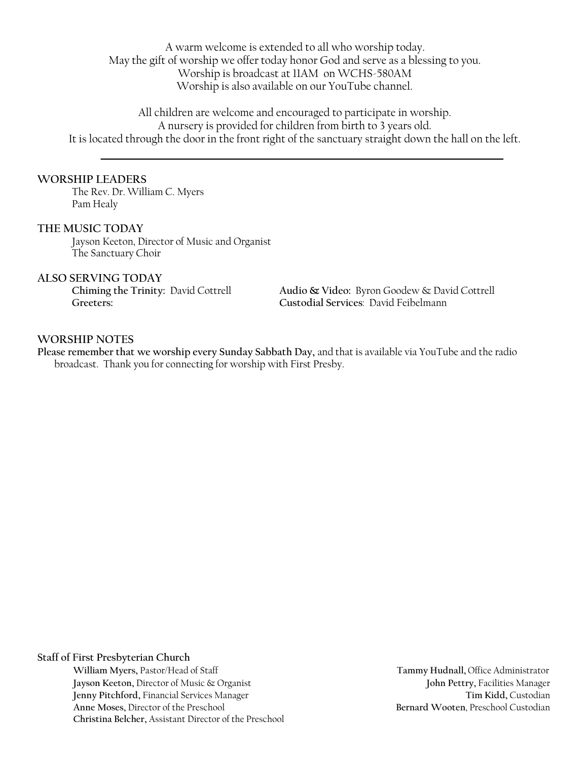A warm welcome is extended to all who worship today.
May the gift of worship we offer today honor God and serve as a blessing to you.
Worship is broadcast at 11AM on WCHS-580AM
Worship is also available on our YouTube channel.

All children are welcome and encouraged to participate in worship.
A nursery is provided for children from birth to 3 years old.
It is located through the door in the front right of the sanctuary straight down the hall on the left.

---

## WORSHIP LEADERS

The Rev. Dr. William C. Myers
Pam Healy

## THE MUSIC TODAY

Jayson Keeton, Director of Music and Organist
The Sanctuary Choir

## ALSO SERVING TODAY

**Chiming the Trinity:** David Cottrell
**Greeters:**
**Audio & Video:** Byron Goodew & David Cottrell
**Custodial Services**: David Feibelmann

## WORSHIP NOTES

**Please remember that we worship every Sunday Sabbath Day,** and that is available via YouTube and the radio broadcast. Thank you for connecting for worship with First Presby.

**Staff of First Presbyterian Church**

**William Myers,** Pastor/Head of Staff
**Jayson Keeton,** Director of Music & Organist
**Jenny Pitchford,** Financial Services Manager
**Anne Moses,** Director of the Preschool
**Christina Belcher,** Assistant Director of the Preschool
**Tammy Hudnall,** Office Administrator
**John Pettry,** Facilities Manager
**Tim Kidd,** Custodian
**Bernard Wooten**, Preschool Custodian